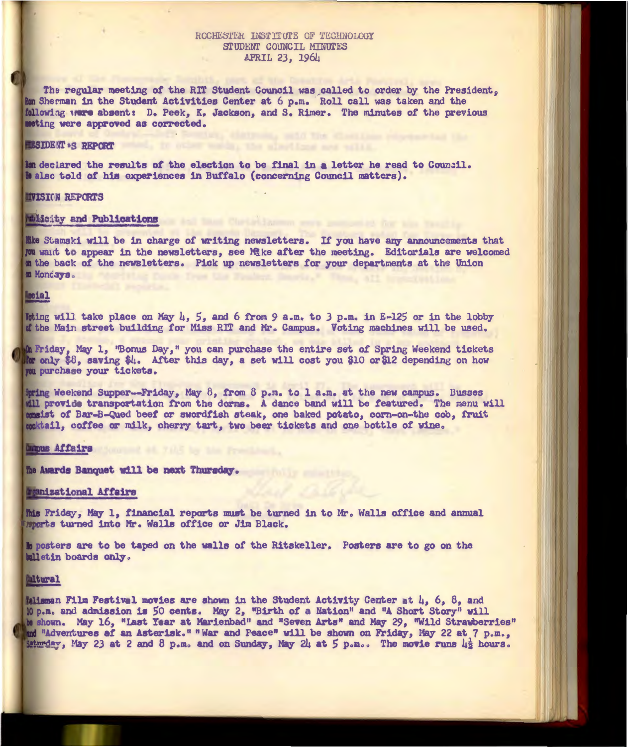# ROCHESTER INSTITUTE OF TECHNOLOGY
## STUDENT COUNCIL MINUTES
### APRIL 23, 1964

The regular meeting of the RIT Student Council was called to order by the President, Ron Sherman in the Student Activities Center at 6 p.m. Roll call was taken and the following were absent: D. Peek, K. Jackson, and S. Rimer. The minutes of the previous meeting were approved as corrected.

**PRESIDENT'S REPORT**

Ron declared the results of the election to be final in a letter he read to Council. He also told of his experiences in Buffalo (concerning Council matters).

**DIVISION REPORTS**

**Publicity and Publications**

Mike Stamski will be in charge of writing newsletters. If you have any announcements that you want to appear in the newsletters, see Mike after the meeting. Editorials are welcomed on the back of the newsletters. Pick up newsletters for your departments at the Union on Mondays.

**Social**

Voting will take place on May 4, 5, and 6 from 9 a.m. to 3 p.m. in E-125 or in the lobby of the Main street building for Miss RIT and Mr. Campus. Voting machines will be used.

On Friday, May 1, "Bonus Day," you can purchase the entire set of Spring Weekend tickets for only $8, saving $4. After this day, a set will cost you $10 or $12 depending on how you purchase your tickets.

Spring Weekend Supper--Friday, May 8, from 8 p.m. to 1 a.m. at the new campus. Busses will provide transportation from the dorms. A dance band will be featured. The menu will consist of Bar-B-Qued beef or swordfish steak, one baked potato, corn-on-the cob, fruit cocktail, coffee or milk, cherry tart, two beer tickets and one bottle of wine.

**Campus Affairs**

The Awards Banquet will be next Thursday.

**Organizational Affairs**

This Friday, May 1, financial reports must be turned in to Mr. Walls office and annual reports turned into Mr. Walls office or Jim Black.

No posters are to be taped on the walls of the Ritskeller. Posters are to go on the bulletin boards only.

**Cultural**

Talisman Film Festival movies are shown in the Student Activity Center at 4, 6, 8, and 10 p.m. and admission is 50 cents. May 2, "Birth of a Nation" and "A Short Story" will be shown. May 16, "Last Year at Marienbad" and "Seven Arts" and May 29, "Wild Strawberries" and "Adventures of an Asterisk." "War and Peace" will be shown on Friday, May 22 at 7 p.m., Saturday, May 23 at 2 and 8 p.m. and on Sunday, May 24 at 5 p.m.. The movie runs 4½ hours.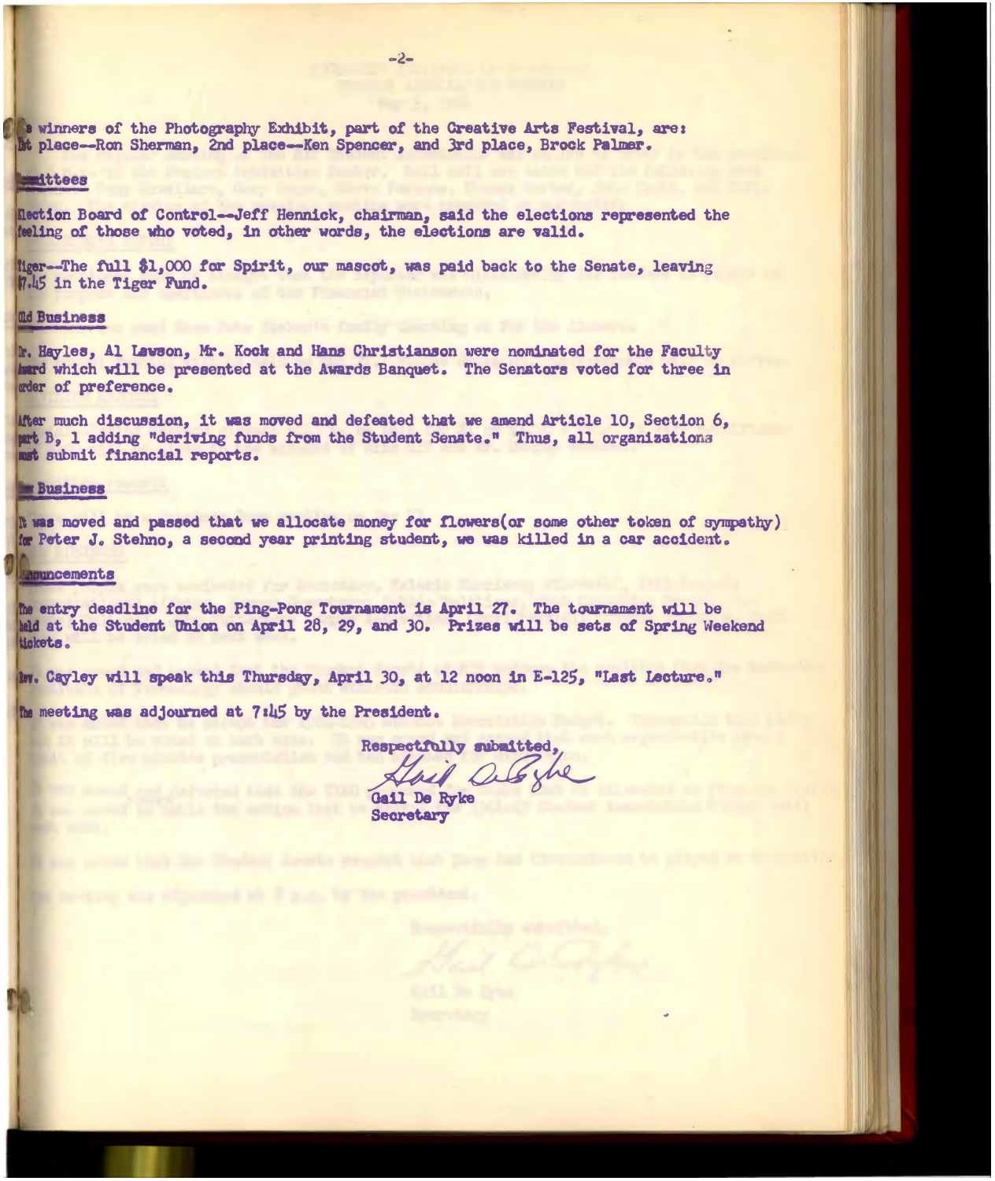The winners of the Photography Exhibit, part of the Creative Arts Festival, are: 1st place--Ron Sherman, 2nd place--Ken Spencer, and 3rd place, Brock Palmer.

**Committees**

Election Board of Control--Jeff Hennick, chairman, said the elections represented the feeling of those who voted, in other words, the elections are valid.

Tiger--The full $1,000 for Spirit, our mascot, was paid back to the Senate, leaving $7.45 in the Tiger Fund.

**Old Business**

Dr. Hayles, Al Lawson, Mr. Kock and Hans Christianson were nominated for the Faculty Award which will be presented at the Awards Banquet. The Senators voted for three in order of preference.

After much discussion, it was moved and defeated that we amend Article 10, Section 6, part B, 1 adding "deriving funds from the Student Senate." Thus, all organizations must submit financial reports.

**New Business**

It was moved and passed that we allocate money for flowers(or some other token of sympathy) for Peter J. Stehno, a second year printing student, we was killed in a car accident.

**Announcements**

The entry deadline for the Ping-Pong Tournament is April 27. The tournament will be held at the Student Union on April 28, 29, and 30. Prizes will be sets of Spring Weekend tickets.

Rev. Cayley will speak this Thursday, April 30, at 12 noon in E-125, "Last Lecture."

The meeting was adjourned at 7:45 by the President.

Respectfully submitted,

Gail De Ryke
Secretary